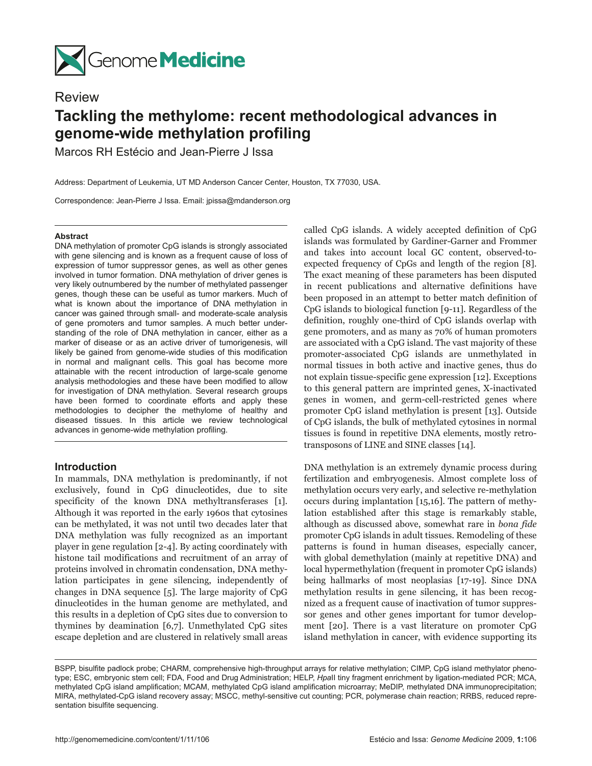Review

# Tackling the methylome: recent methodological advances in genome-wide methylation profiling

Marcos RH Estécio and Jean-Pierre J Issa

Address: Department of Leukemia, UT MD Anderson Cancer Center, Houston, TX 77030, USA.

Correspondence: Jean-Pierre J Issa. Email: jpissa@mdanderson.org

---

**Abstract**

DNA methylation of promoter CpG islands is strongly associated with gene silencing and is known as a frequent cause of loss of expression of tumor suppressor genes, as well as other genes involved in tumor formation. DNA methylation of driver genes is very likely outnumbered by the number of methylated passenger genes, though these can be useful as tumor markers. Much of what is known about the importance of DNA methylation in cancer was gained through small- and moderate-scale analysis of gene promoters and tumor samples. A much better understanding of the role of DNA methylation in cancer, either as a marker of disease or as an active driver of tumorigenesis, will likely be gained from genome-wide studies of this modification in normal and malignant cells. This goal has become more attainable with the recent introduction of large-scale genome analysis methodologies and these have been modified to allow for investigation of DNA methylation. Several research groups have been formed to coordinate efforts and apply these methodologies to decipher the methylome of healthy and diseased tissues. In this article we review technological advances in genome-wide methylation profiling.

---

## Introduction

In mammals, DNA methylation is predominantly, if not exclusively, found in CpG dinucleotides, due to site specificity of the known DNA methyltransferases [1]. Although it was reported in the early 1960s that cytosines can be methylated, it was not until two decades later that DNA methylation was fully recognized as an important player in gene regulation [2-4]. By acting coordinately with histone tail modifications and recruitment of an array of proteins involved in chromatin condensation, DNA methylation participates in gene silencing, independently of changes in DNA sequence [5]. The large majority of CpG dinucleotides in the human genome are methylated, and this results in a depletion of CpG sites due to conversion to thymines by deamination [6,7]. Unmethylated CpG sites escape depletion and are clustered in relatively small areas called CpG islands. A widely accepted definition of CpG islands was formulated by Gardiner-Garner and Frommer and takes into account local GC content, observed-to-expected frequency of CpGs and length of the region [8]. The exact meaning of these parameters has been disputed in recent publications and alternative definitions have been proposed in an attempt to better match definition of CpG islands to biological function [9-11]. Regardless of the definition, roughly one-third of CpG islands overlap with gene promoters, and as many as 70% of human promoters are associated with a CpG island. The vast majority of these promoter-associated CpG islands are unmethylated in normal tissues in both active and inactive genes, thus do not explain tissue-specific gene expression [12]. Exceptions to this general pattern are imprinted genes, X-inactivated genes in women, and germ-cell-restricted genes where promoter CpG island methylation is present [13]. Outside of CpG islands, the bulk of methylated cytosines in normal tissues is found in repetitive DNA elements, mostly retrotransposons of LINE and SINE classes [14].

DNA methylation is an extremely dynamic process during fertilization and embryogenesis. Almost complete loss of methylation occurs very early, and selective re-methylation occurs during implantation [15,16]. The pattern of methylation established after this stage is remarkably stable, although as discussed above, somewhat rare in *bona fide* promoter CpG islands in adult tissues. Remodeling of these patterns is found in human diseases, especially cancer, with global demethylation (mainly at repetitive DNA) and local hypermethylation (frequent in promoter CpG islands) being hallmarks of most neoplasias [17-19]. Since DNA methylation results in gene silencing, it has been recognized as a frequent cause of inactivation of tumor suppressor genes and other genes important for tumor development [20]. There is a vast literature on promoter CpG island methylation in cancer, with evidence supporting its

---

BSPP, bisulfite padlock probe; CHARM, comprehensive high-throughput arrays for relative methylation; CIMP, CpG island methylator phenotype; ESC, embryonic stem cell; FDA, Food and Drug Administration; HELP, *Hpa*II tiny fragment enrichment by ligation-mediated PCR; MCA, methylated CpG island amplification; MCAM, methylated CpG island amplification microarray; MeDIP, methylated DNA immunoprecipitation; MIRA, methylated-CpG island recovery assay; MSCC, methyl-sensitive cut counting; PCR, polymerase chain reaction; RRBS, reduced representation bisulfite sequencing.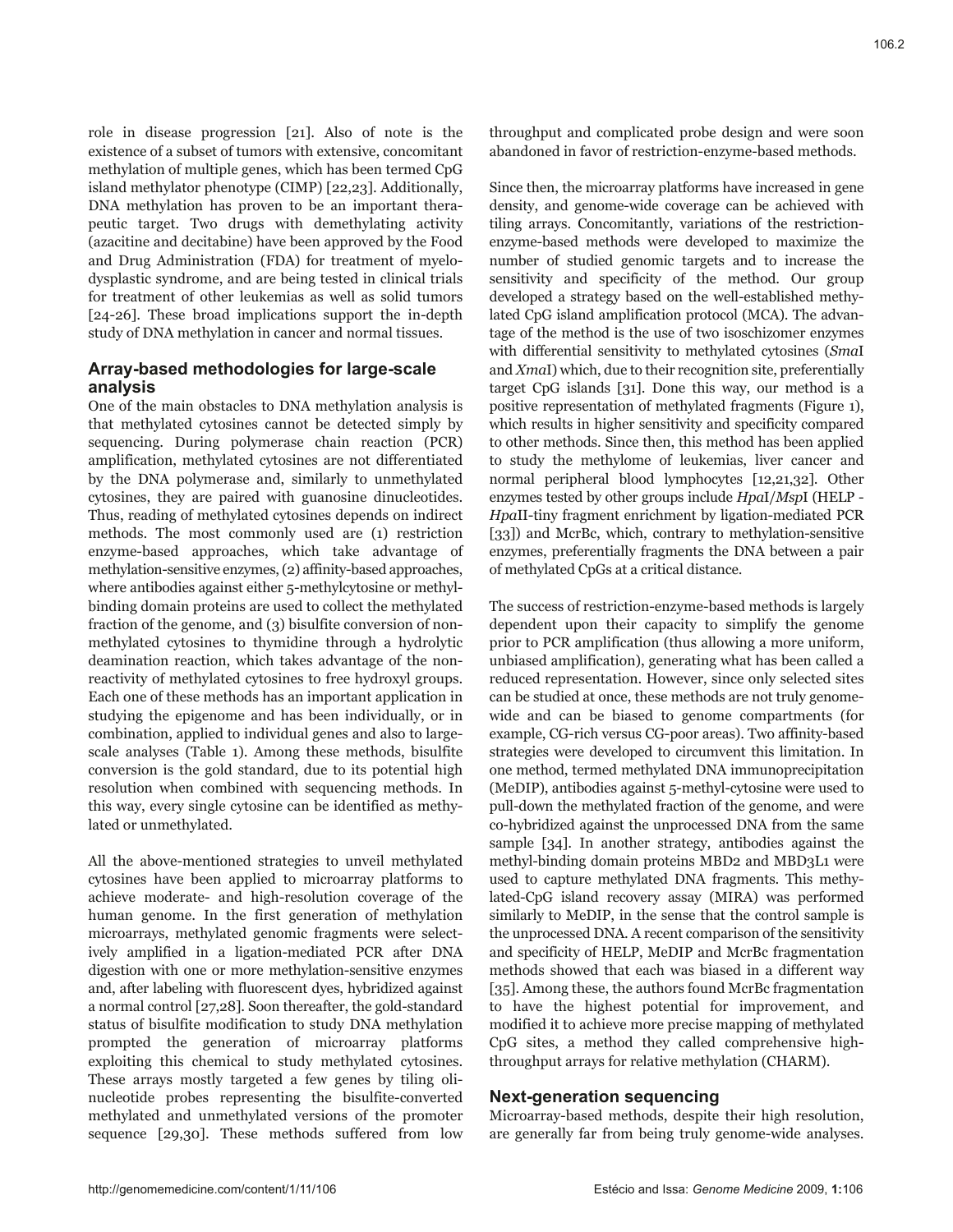role in disease progression [21]. Also of note is the existence of a subset of tumors with extensive, concomitant methylation of multiple genes, which has been termed CpG island methylator phenotype (CIMP) [22,23]. Additionally, DNA methylation has proven to be an important therapeutic target. Two drugs with demethylating activity (azacitine and decitabine) have been approved by the Food and Drug Administration (FDA) for treatment of myelodysplastic syndrome, and are being tested in clinical trials for treatment of other leukemias as well as solid tumors [24-26]. These broad implications support the in-depth study of DNA methylation in cancer and normal tissues.

## Array-based methodologies for large-scale analysis

One of the main obstacles to DNA methylation analysis is that methylated cytosines cannot be detected simply by sequencing. During polymerase chain reaction (PCR) amplification, methylated cytosines are not differentiated by the DNA polymerase and, similarly to unmethylated cytosines, they are paired with guanosine dinucleotides. Thus, reading of methylated cytosines depends on indirect methods. The most commonly used are (1) restriction enzyme-based approaches, which take advantage of methylation-sensitive enzymes, (2) affinity-based approaches, where antibodies against either 5-methylcytosine or methyl-binding domain proteins are used to collect the methylated fraction of the genome, and (3) bisulfite conversion of non-methylated cytosines to thymidine through a hydrolytic deamination reaction, which takes advantage of the non-reactivity of methylated cytosines to free hydroxyl groups. Each one of these methods has an important application in studying the epigenome and has been individually, or in combination, applied to individual genes and also to large-scale analyses (Table 1). Among these methods, bisulfite conversion is the gold standard, due to its potential high resolution when combined with sequencing methods. In this way, every single cytosine can be identified as methylated or unmethylated.

All the above-mentioned strategies to unveil methylated cytosines have been applied to microarray platforms to achieve moderate- and high-resolution coverage of the human genome. In the first generation of methylation microarrays, methylated genomic fragments were selectively amplified in a ligation-mediated PCR after DNA digestion with one or more methylation-sensitive enzymes and, after labeling with fluorescent dyes, hybridized against a normal control [27,28]. Soon thereafter, the gold-standard status of bisulfite modification to study DNA methylation prompted the generation of microarray platforms exploiting this chemical to study methylated cytosines. These arrays mostly targeted a few genes by tiling olinucleotide probes representing the bisulfite-converted methylated and unmethylated versions of the promoter sequence [29,30]. These methods suffered from low throughput and complicated probe design and were soon abandoned in favor of restriction-enzyme-based methods.

Since then, the microarray platforms have increased in gene density, and genome-wide coverage can be achieved with tiling arrays. Concomitantly, variations of the restriction-enzyme-based methods were developed to maximize the number of studied genomic targets and to increase the sensitivity and specificity of the method. Our group developed a strategy based on the well-established methylated CpG island amplification protocol (MCA). The advantage of the method is the use of two isoschizomer enzymes with differential sensitivity to methylated cytosines (*Sma*I and *Xma*I) which, due to their recognition site, preferentially target CpG islands [31]. Done this way, our method is a positive representation of methylated fragments (Figure 1), which results in higher sensitivity and specificity compared to other methods. Since then, this method has been applied to study the methylome of leukemias, liver cancer and normal peripheral blood lymphocytes [12,21,32]. Other enzymes tested by other groups include *Hpa*I/*Msp*I (HELP - *Hpa*II-tiny fragment enrichment by ligation-mediated PCR [33]) and McrBc, which, contrary to methylation-sensitive enzymes, preferentially fragments the DNA between a pair of methylated CpGs at a critical distance.

The success of restriction-enzyme-based methods is largely dependent upon their capacity to simplify the genome prior to PCR amplification (thus allowing a more uniform, unbiased amplification), generating what has been called a reduced representation. However, since only selected sites can be studied at once, these methods are not truly genome-wide and can be biased to genome compartments (for example, CG-rich versus CG-poor areas). Two affinity-based strategies were developed to circumvent this limitation. In one method, termed methylated DNA immunoprecipitation (MeDIP), antibodies against 5-methyl-cytosine were used to pull-down the methylated fraction of the genome, and were co-hybridized against the unprocessed DNA from the same sample [34]. In another strategy, antibodies against the methyl-binding domain proteins MBD2 and MBD3L1 were used to capture methylated DNA fragments. This methylated-CpG island recovery assay (MIRA) was performed similarly to MeDIP, in the sense that the control sample is the unprocessed DNA. A recent comparison of the sensitivity and specificity of HELP, MeDIP and McrBc fragmentation methods showed that each was biased in a different way [35]. Among these, the authors found McrBc fragmentation to have the highest potential for improvement, and modified it to achieve more precise mapping of methylated CpG sites, a method they called comprehensive high-throughput arrays for relative methylation (CHARM).

## Next-generation sequencing

Microarray-based methods, despite their high resolution, are generally far from being truly genome-wide analyses.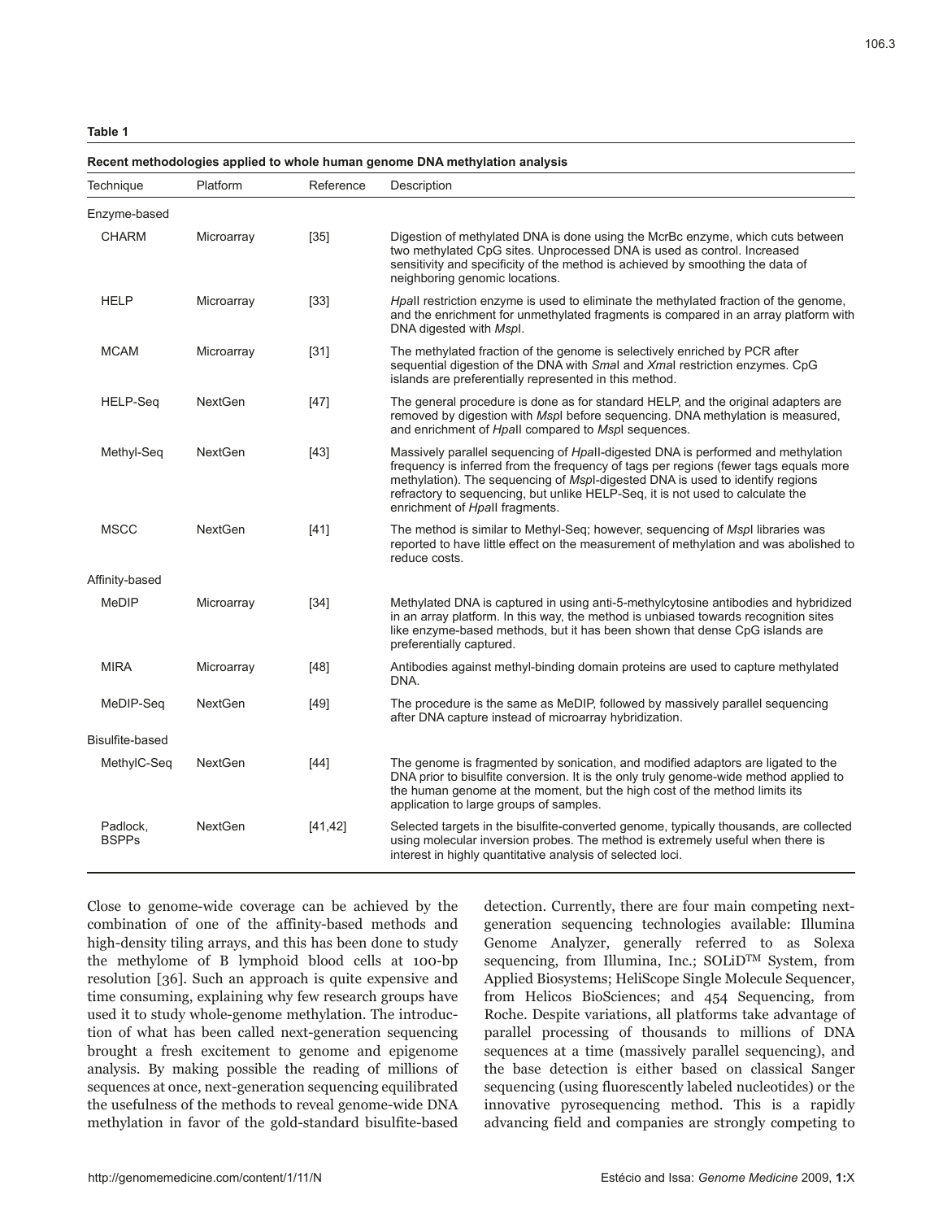**Table 1**

**Recent methodologies applied to whole human genome DNA methylation analysis**

| Technique | Platform | Reference | Description |
|---|---|---|---|
| Enzyme-based | | | |
| CHARM | Microarray | [35] | Digestion of methylated DNA is done using the McrBc enzyme, which cuts between two methylated CpG sites. Unprocessed DNA is used as control. Increased sensitivity and specificity of the method is achieved by smoothing the data of neighboring genomic locations. |
| HELP | Microarray | [33] | *Hpa*II restriction enzyme is used to eliminate the methylated fraction of the genome, and the enrichment for unmethylated fragments is compared in an array platform with DNA digested with *Msp*I. |
| MCAM | Microarray | [31] | The methylated fraction of the genome is selectively enriched by PCR after sequential digestion of the DNA with *Sma*I and *Xma*I restriction enzymes. CpG islands are preferentially represented in this method. |
| HELP-Seq | NextGen | [47] | The general procedure is done as for standard HELP, and the original adapters are removed by digestion with *Msp*I before sequencing. DNA methylation is measured, and enrichment of *Hpa*II compared to *Msp*I sequences. |
| Methyl-Seq | NextGen | [43] | Massively parallel sequencing of *Hpa*II-digested DNA is performed and methylation frequency is inferred from the frequency of tags per regions (fewer tags equals more methylation). The sequencing of *Msp*I-digested DNA is used to identify regions refractory to sequencing, but unlike HELP-Seq, it is not used to calculate the enrichment of *Hpa*II fragments. |
| MSCC | NextGen | [41] | The method is similar to Methyl-Seq; however, sequencing of *Msp*I libraries was reported to have little effect on the measurement of methylation and was abolished to reduce costs. |
| Affinity-based | | | |
| MeDIP | Microarray | [34] | Methylated DNA is captured in using anti-5-methylcytosine antibodies and hybridized in an array platform. In this way, the method is unbiased towards recognition sites like enzyme-based methods, but it has been shown that dense CpG islands are preferentially captured. |
| MIRA | Microarray | [48] | Antibodies against methyl-binding domain proteins are used to capture methylated DNA. |
| MeDIP-Seq | NextGen | [49] | The procedure is the same as MeDIP, followed by massively parallel sequencing after DNA capture instead of microarray hybridization. |
| Bisulfite-based | | | |
| MethylC-Seq | NextGen | [44] | The genome is fragmented by sonication, and modified adaptors are ligated to the DNA prior to bisulfite conversion. It is the only truly genome-wide method applied to the human genome at the moment, but the high cost of the method limits its application to large groups of samples. |
| Padlock, BSPPs | NextGen | [41,42] | Selected targets in the bisulfite-converted genome, typically thousands, are collected using molecular inversion probes. The method is extremely useful when there is interest in highly quantitative analysis of selected loci. |

Close to genome-wide coverage can be achieved by the combination of one of the affinity-based methods and high-density tiling arrays, and this has been done to study the methylome of B lymphoid blood cells at 100-bp resolution [36]. Such an approach is quite expensive and time consuming, explaining why few research groups have used it to study whole-genome methylation. The introduction of what has been called next-generation sequencing brought a fresh excitement to genome and epigenome analysis. By making possible the reading of millions of sequences at once, next-generation sequencing equilibrated the usefulness of the methods to reveal genome-wide DNA methylation in favor of the gold-standard bisulfite-based detection. Currently, there are four main competing next-generation sequencing technologies available: Illumina Genome Analyzer, generally referred to as Solexa sequencing, from Illumina, Inc.; SOLiD™ System, from Applied Biosystems; HeliScope Single Molecule Sequencer, from Helicos BioSciences; and 454 Sequencing, from Roche. Despite variations, all platforms take advantage of parallel processing of thousands to millions of DNA sequences at a time (massively parallel sequencing), and the base detection is either based on classical Sanger sequencing (using fluorescently labeled nucleotides) or the innovative pyrosequencing method. This is a rapidly advancing field and companies are strongly competing to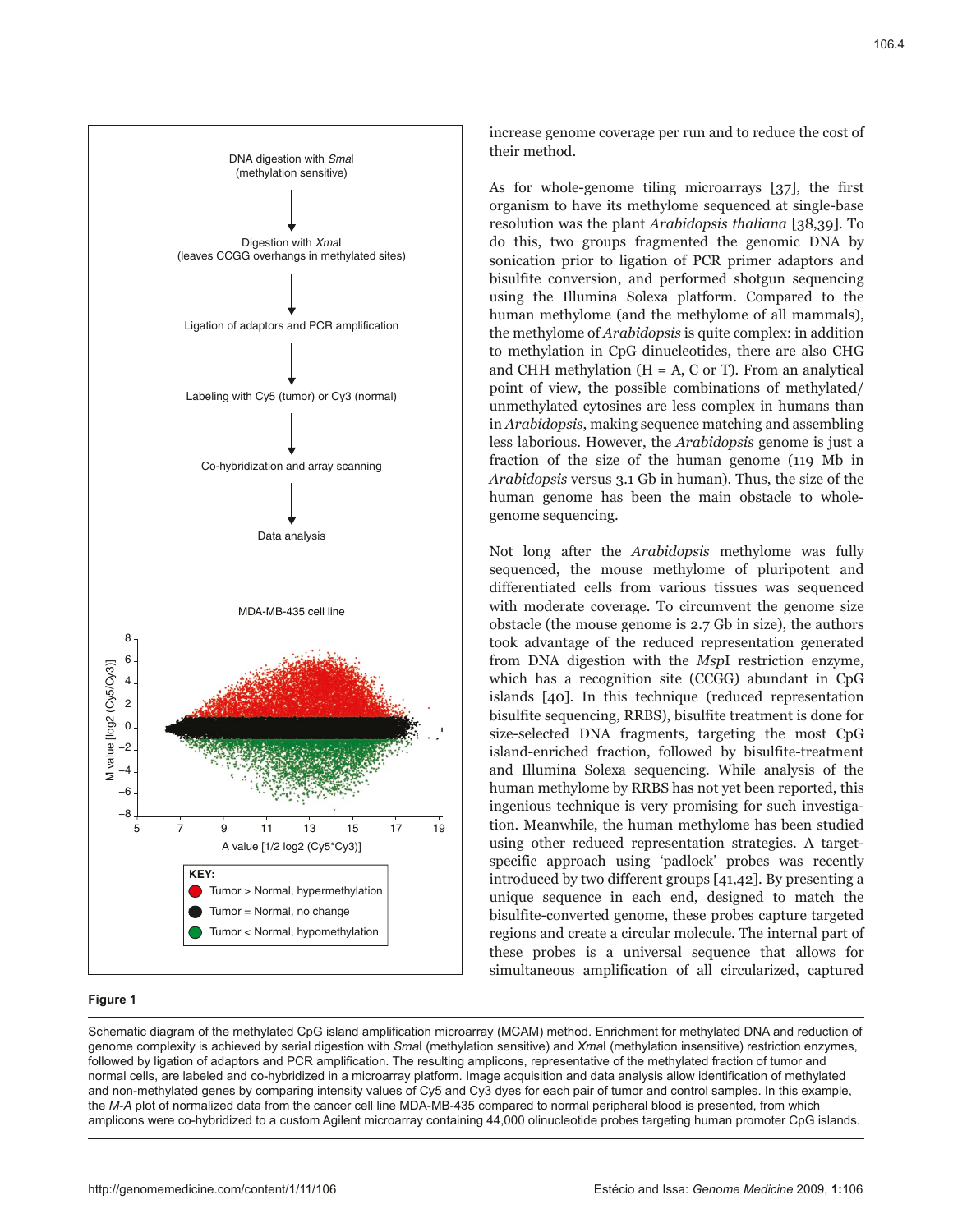Figure 1

Schematic diagram of the methylated CpG island amplification microarray (MCAM) method. Enrichment for methylated DNA and reduction of genome complexity is achieved by serial digestion with *Sma*I (methylation sensitive) and *Xma*I (methylation insensitive) restriction enzymes, followed by ligation of adaptors and PCR amplification. The resulting amplicons, representative of the methylated fraction of tumor and normal cells, are labeled and co-hybridized in a microarray platform. Image acquisition and data analysis allow identification of methylated and non-methylated genes by comparing intensity values of Cy5 and Cy3 dyes for each pair of tumor and control samples. In this example, the *M-A* plot of normalized data from the cancer cell line MDA-MB-435 compared to normal peripheral blood is presented, from which amplicons were co-hybridized to a custom Agilent microarray containing 44,000 olinucleotide probes targeting human promoter CpG islands.

increase genome coverage per run and to reduce the cost of their method.

As for whole-genome tiling microarrays [37], the first organism to have its methylome sequenced at single-base resolution was the plant *Arabidopsis thaliana* [38,39]. To do this, two groups fragmented the genomic DNA by sonication prior to ligation of PCR primer adaptors and bisulfite conversion, and performed shotgun sequencing using the Illumina Solexa platform. Compared to the human methylome (and the methylome of all mammals), the methylome of *Arabidopsis* is quite complex: in addition to methylation in CpG dinucleotides, there are also CHG and CHH methylation (H = A, C or T). From an analytical point of view, the possible combinations of methylated/unmethylated cytosines are less complex in humans than in *Arabidopsis*, making sequence matching and assembling less laborious. However, the *Arabidopsis* genome is just a fraction of the size of the human genome (119 Mb in *Arabidopsis* versus 3.1 Gb in human). Thus, the size of the human genome has been the main obstacle to whole-genome sequencing.

Not long after the *Arabidopsis* methylome was fully sequenced, the mouse methylome of pluripotent and differentiated cells from various tissues was sequenced with moderate coverage. To circumvent the genome size obstacle (the mouse genome is 2.7 Gb in size), the authors took advantage of the reduced representation generated from DNA digestion with the *Msp*I restriction enzyme, which has a recognition site (CCGG) abundant in CpG islands [40]. In this technique (reduced representation bisulfite sequencing, RRBS), bisulfite treatment is done for size-selected DNA fragments, targeting the most CpG island-enriched fraction, followed by bisulfite-treatment and Illumina Solexa sequencing. While analysis of the human methylome by RRBS has not yet been reported, this ingenious technique is very promising for such investigation. Meanwhile, the human methylome has been studied using other reduced representation strategies. A target-specific approach using 'padlock' probes was recently introduced by two different groups [41,42]. By presenting a unique sequence in each end, designed to match the bisulfite-converted genome, these probes capture targeted regions and create a circular molecule. The internal part of these probes is a universal sequence that allows for simultaneous amplification of all circularized, captured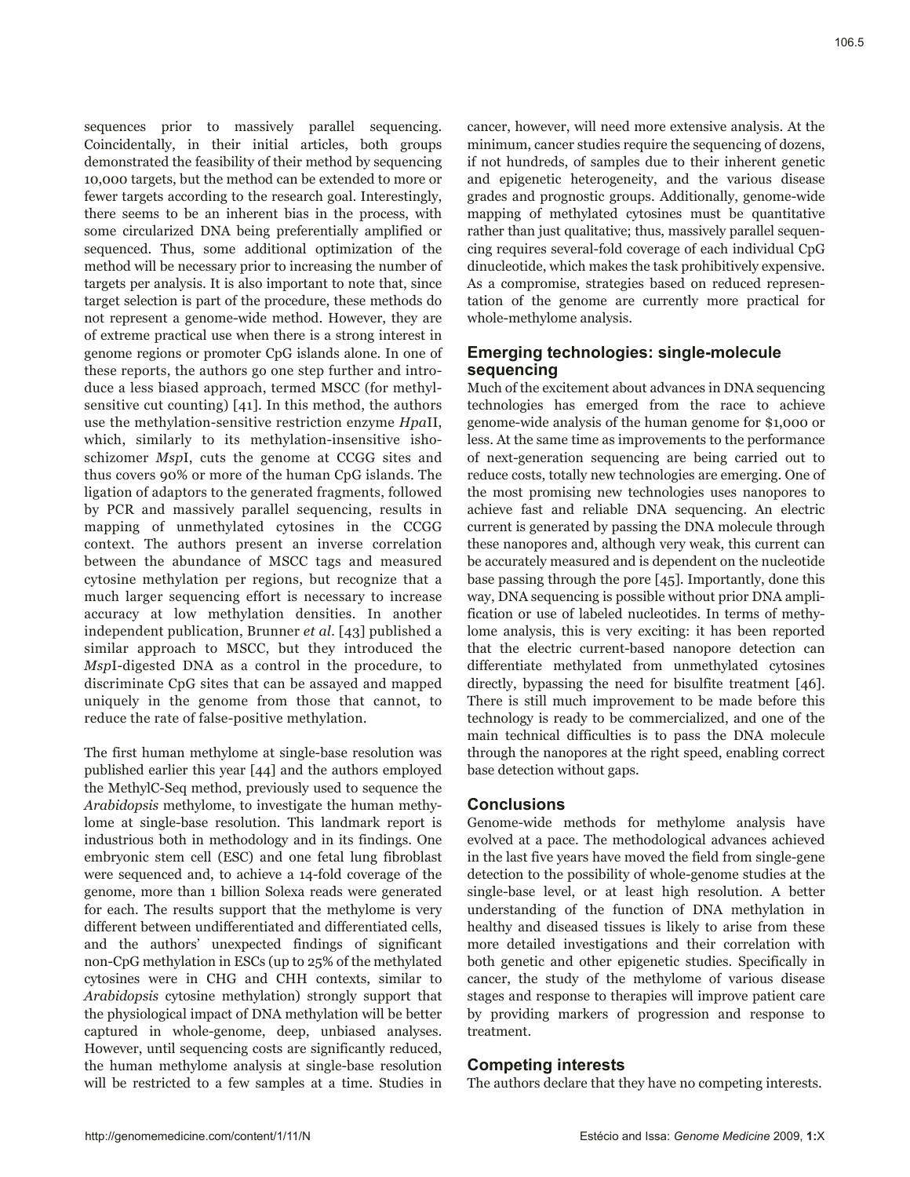sequences prior to massively parallel sequencing. Coincidentally, in their initial articles, both groups demonstrated the feasibility of their method by sequencing 10,000 targets, but the method can be extended to more or fewer targets according to the research goal. Interestingly, there seems to be an inherent bias in the process, with some circularized DNA being preferentially amplified or sequenced. Thus, some additional optimization of the method will be necessary prior to increasing the number of targets per analysis. It is also important to note that, since target selection is part of the procedure, these methods do not represent a genome-wide method. However, they are of extreme practical use when there is a strong interest in genome regions or promoter CpG islands alone. In one of these reports, the authors go one step further and introduce a less biased approach, termed MSCC (for methyl-sensitive cut counting) [41]. In this method, the authors use the methylation-sensitive restriction enzyme *Hpa*II, which, similarly to its methylation-insensitive ishoschizomer *Msp*I, cuts the genome at CCGG sites and thus covers 90% or more of the human CpG islands. The ligation of adaptors to the generated fragments, followed by PCR and massively parallel sequencing, results in mapping of unmethylated cytosines in the CCGG context. The authors present an inverse correlation between the abundance of MSCC tags and measured cytosine methylation per regions, but recognize that a much larger sequencing effort is necessary to increase accuracy at low methylation densities. In another independent publication, Brunner *et al*. [43] published a similar approach to MSCC, but they introduced the *Msp*I-digested DNA as a control in the procedure, to discriminate CpG sites that can be assayed and mapped uniquely in the genome from those that cannot, to reduce the rate of false-positive methylation.

The first human methylome at single-base resolution was published earlier this year [44] and the authors employed the MethylC-Seq method, previously used to sequence the *Arabidopsis* methylome, to investigate the human methylome at single-base resolution. This landmark report is industrious both in methodology and in its findings. One embryonic stem cell (ESC) and one fetal lung fibroblast were sequenced and, to achieve a 14-fold coverage of the genome, more than 1 billion Solexa reads were generated for each. The results support that the methylome is very different between undifferentiated and differentiated cells, and the authors' unexpected findings of significant non-CpG methylation in ESCs (up to 25% of the methylated cytosines were in CHG and CHH contexts, similar to *Arabidopsis* cytosine methylation) strongly support that the physiological impact of DNA methylation will be better captured in whole-genome, deep, unbiased analyses. However, until sequencing costs are significantly reduced, the human methylome analysis at single-base resolution will be restricted to a few samples at a time. Studies in cancer, however, will need more extensive analysis. At the minimum, cancer studies require the sequencing of dozens, if not hundreds, of samples due to their inherent genetic and epigenetic heterogeneity, and the various disease grades and prognostic groups. Additionally, genome-wide mapping of methylated cytosines must be quantitative rather than just qualitative; thus, massively parallel sequencing requires several-fold coverage of each individual CpG dinucleotide, which makes the task prohibitively expensive. As a compromise, strategies based on reduced representation of the genome are currently more practical for whole-methylome analysis.

## Emerging technologies: single-molecule sequencing

Much of the excitement about advances in DNA sequencing technologies has emerged from the race to achieve genome-wide analysis of the human genome for $1,000 or less. At the same time as improvements to the performance of next-generation sequencing are being carried out to reduce costs, totally new technologies are emerging. One of the most promising new technologies uses nanopores to achieve fast and reliable DNA sequencing. An electric current is generated by passing the DNA molecule through these nanopores and, although very weak, this current can be accurately measured and is dependent on the nucleotide base passing through the pore [45]. Importantly, done this way, DNA sequencing is possible without prior DNA amplification or use of labeled nucleotides. In terms of methylome analysis, this is very exciting: it has been reported that the electric current-based nanopore detection can differentiate methylated from unmethylated cytosines directly, bypassing the need for bisulfite treatment [46]. There is still much improvement to be made before this technology is ready to be commercialized, and one of the main technical difficulties is to pass the DNA molecule through the nanopores at the right speed, enabling correct base detection without gaps.

## Conclusions

Genome-wide methods for methylome analysis have evolved at a pace. The methodological advances achieved in the last five years have moved the field from single-gene detection to the possibility of whole-genome studies at the single-base level, or at least high resolution. A better understanding of the function of DNA methylation in healthy and diseased tissues is likely to arise from these more detailed investigations and their correlation with both genetic and other epigenetic studies. Specifically in cancer, the study of the methylome of various disease stages and response to therapies will improve patient care by providing markers of progression and response to treatment.

## Competing interests

The authors declare that they have no competing interests.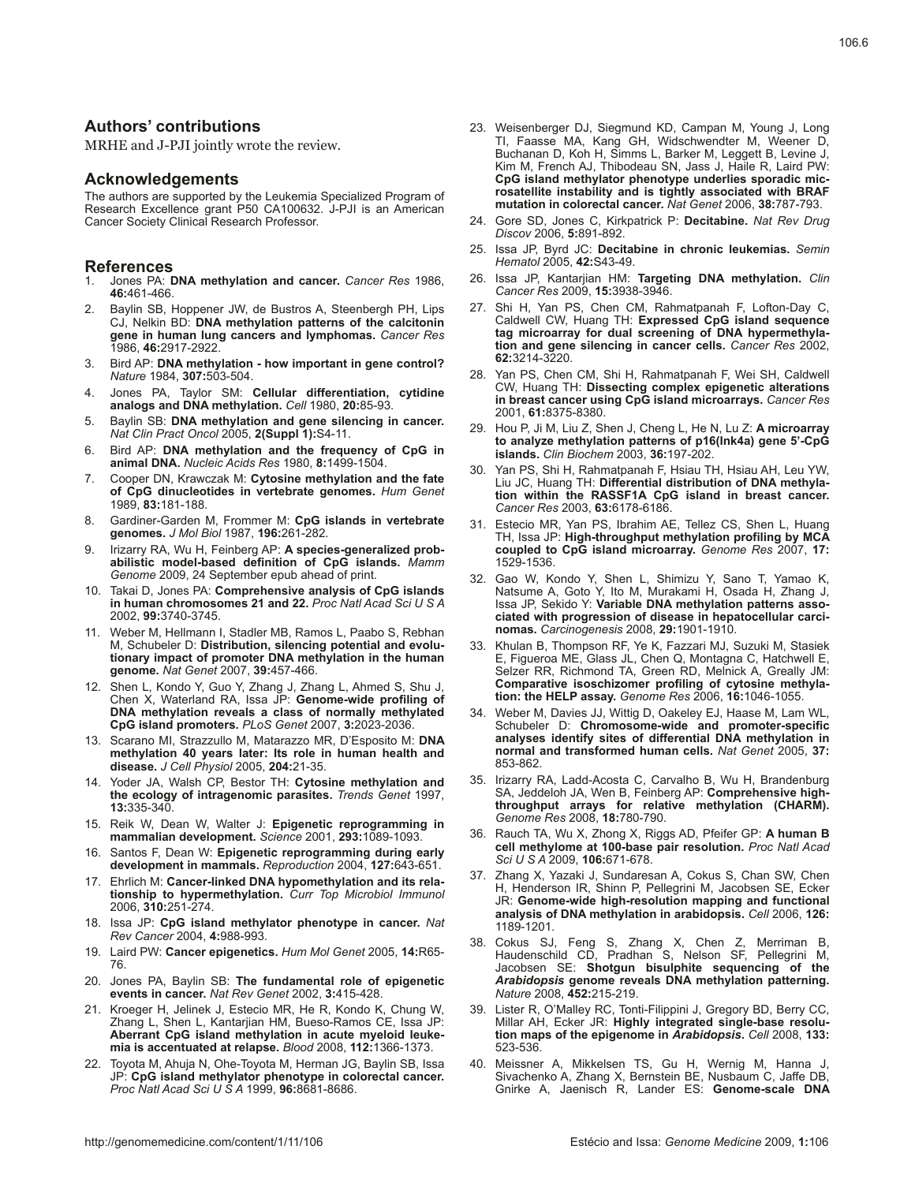## Authors' contributions

MRHE and J-PJI jointly wrote the review.

## Acknowledgements

The authors are supported by the Leukemia Specialized Program of Research Excellence grant P50 CA100632. J-PJI is an American Cancer Society Clinical Research Professor.

## References

1. Jones PA: **DNA methylation and cancer.** *Cancer Res* 1986, **46:**461-466.
2. Baylin SB, Hoppener JW, de Bustros A, Steenbergh PH, Lips CJ, Nelkin BD: **DNA methylation patterns of the calcitonin gene in human lung cancers and lymphomas.** *Cancer Res* 1986, **46:**2917-2922.
3. Bird AP: **DNA methylation - how important in gene control?** *Nature* 1984, **307:**503-504.
4. Jones PA, Taylor SM: **Cellular differentiation, cytidine analogs and DNA methylation.** *Cell* 1980, **20:**85-93.
5. Baylin SB: **DNA methylation and gene silencing in cancer.** *Nat Clin Pract Oncol* 2005, **2(Suppl 1):**S4-11.
6. Bird AP: **DNA methylation and the frequency of CpG in animal DNA.** *Nucleic Acids Res* 1980, **8:**1499-1504.
7. Cooper DN, Krawczak M: **Cytosine methylation and the fate of CpG dinucleotides in vertebrate genomes.** *Hum Genet* 1989, **83:**181-188.
8. Gardiner-Garden M, Frommer M: **CpG islands in vertebrate genomes.** *J Mol Biol* 1987, **196:**261-282.
9. Irizarry RA, Wu H, Feinberg AP: **A species-generalized probabilistic model-based definition of CpG islands.** *Mamm Genome* 2009, 24 September epub ahead of print.
10. Takai D, Jones PA: **Comprehensive analysis of CpG islands in human chromosomes 21 and 22.** *Proc Natl Acad Sci U S A* 2002, **99:**3740-3745.
11. Weber M, Hellmann I, Stadler MB, Ramos L, Paabo S, Rebhan M, Schubeler D: **Distribution, silencing potential and evolutionary impact of promoter DNA methylation in the human genome.** *Nat Genet* 2007, **39:**457-466.
12. Shen L, Kondo Y, Guo Y, Zhang J, Zhang L, Ahmed S, Shu J, Chen X, Waterland RA, Issa JP: **Genome-wide profiling of DNA methylation reveals a class of normally methylated CpG island promoters.** *PLoS Genet* 2007, **3:**2023-2036.
13. Scarano MI, Strazzullo M, Matarazzo MR, D'Esposito M: **DNA methylation 40 years later: Its role in human health and disease.** *J Cell Physiol* 2005, **204:**21-35.
14. Yoder JA, Walsh CP, Bestor TH: **Cytosine methylation and the ecology of intragenomic parasites.** *Trends Genet* 1997, **13:**335-340.
15. Reik W, Dean W, Walter J: **Epigenetic reprogramming in mammalian development.** *Science* 2001, **293:**1089-1093.
16. Santos F, Dean W: **Epigenetic reprogramming during early development in mammals.** *Reproduction* 2004, **127:**643-651.
17. Ehrlich M: **Cancer-linked DNA hypomethylation and its relationship to hypermethylation.** *Curr Top Microbiol Immunol* 2006, **310:**251-274.
18. Issa JP: **CpG island methylator phenotype in cancer.** *Nat Rev Cancer* 2004, **4:**988-993.
19. Laird PW: **Cancer epigenetics.** *Hum Mol Genet* 2005, **14:**R65-76.
20. Jones PA, Baylin SB: **The fundamental role of epigenetic events in cancer.** *Nat Rev Genet* 2002, **3:**415-428.
21. Kroeger H, Jelinek J, Estecio MR, He R, Kondo K, Chung W, Zhang L, Shen L, Kantarjian HM, Bueso-Ramos CE, Issa JP: **Aberrant CpG island methylation in acute myeloid leukemia is accentuated at relapse.** *Blood* 2008, **112:**1366-1373.
22. Toyota M, Ahuja N, Ohe-Toyota M, Herman JG, Baylin SB, Issa JP: **CpG island methylator phenotype in colorectal cancer.** *Proc Natl Acad Sci U S A* 1999, **96:**8681-8686.
23. Weisenberger DJ, Siegmund KD, Campan M, Young J, Long TI, Faasse MA, Kang GH, Widschwendter M, Weener D, Buchanan D, Koh H, Simms L, Barker M, Leggett B, Levine J, Kim M, French AJ, Thibodeau SN, Jass J, Haile R, Laird PW: **CpG island methylator phenotype underlies sporadic microsatellite instability and is tightly associated with BRAF mutation in colorectal cancer.** *Nat Genet* 2006, **38:**787-793.
24. Gore SD, Jones C, Kirkpatrick P: **Decitabine.** *Nat Rev Drug Discov* 2006, **5:**891-892.
25. Issa JP, Byrd JC: **Decitabine in chronic leukemias.** *Semin Hematol* 2005, **42:**S43-49.
26. Issa JP, Kantarjian HM: **Targeting DNA methylation.** *Clin Cancer Res* 2009, **15:**3938-3946.
27. Shi H, Yan PS, Chen CM, Rahmatpanah F, Lofton-Day C, Caldwell CW, Huang TH: **Expressed CpG island sequence tag microarray for dual screening of DNA hypermethylation and gene silencing in cancer cells.** *Cancer Res* 2002, **62:**3214-3220.
28. Yan PS, Chen CM, Shi H, Rahmatpanah F, Wei SH, Caldwell CW, Huang TH: **Dissecting complex epigenetic alterations in breast cancer using CpG island microarrays.** *Cancer Res* 2001, **61:**8375-8380.
29. Hou P, Ji M, Liu Z, Shen J, Cheng L, He N, Lu Z: **A microarray to analyze methylation patterns of p16(Ink4a) gene 5'-CpG islands.** *Clin Biochem* 2003, **36:**197-202.
30. Yan PS, Shi H, Rahmatpanah F, Hsiau TH, Hsiau AH, Leu YW, Liu JC, Huang TH: **Differential distribution of DNA methylation within the RASSF1A CpG island in breast cancer.** *Cancer Res* 2003, **63:**6178-6186.
31. Estecio MR, Yan PS, Ibrahim AE, Tellez CS, Shen L, Huang TH, Issa JP: **High-throughput methylation profiling by MCA coupled to CpG island microarray.** *Genome Res* 2007, **17:**1529-1536.
32. Gao W, Kondo Y, Shen L, Shimizu Y, Sano T, Yamao K, Natsume A, Goto Y, Ito M, Murakami H, Osada H, Zhang J, Issa JP, Sekido Y: **Variable DNA methylation patterns associated with progression of disease in hepatocellular carcinomas.** *Carcinogenesis* 2008, **29:**1901-1910.
33. Khulan B, Thompson RF, Ye K, Fazzari MJ, Suzuki M, Stasiek E, Figueroa ME, Glass JL, Chen Q, Montagna C, Hatchwell E, Selzer RR, Richmond TA, Green RD, Melnick A, Greally JM: **Comparative isoschizomer profiling of cytosine methylation: the HELP assay.** *Genome Res* 2006, **16:**1046-1055.
34. Weber M, Davies JJ, Wittig D, Oakeley EJ, Haase M, Lam WL, Schubeler D: **Chromosome-wide and promoter-specific analyses identify sites of differential DNA methylation in normal and transformed human cells.** *Nat Genet* 2005, **37:**853-862.
35. Irizarry RA, Ladd-Acosta C, Carvalho B, Wu H, Brandenburg SA, Jeddeloh JA, Wen B, Feinberg AP: **Comprehensive high-throughput arrays for relative methylation (CHARM).** *Genome Res* 2008, **18:**780-790.
36. Rauch TA, Wu X, Zhong X, Riggs AD, Pfeifer GP: **A human B cell methylome at 100-base pair resolution.** *Proc Natl Acad Sci U S A* 2009, **106:**671-678.
37. Zhang X, Yazaki J, Sundaresan A, Cokus S, Chan SW, Chen H, Henderson IR, Shinn P, Pellegrini M, Jacobsen SE, Ecker JR: **Genome-wide high-resolution mapping and functional analysis of DNA methylation in arabidopsis.** *Cell* 2006, **126:**1189-1201.
38. Cokus SJ, Feng S, Zhang X, Chen Z, Merriman B, Haudenschild CD, Pradhan S, Nelson SF, Pellegrini M, Jacobsen SE: **Shotgun bisulphite sequencing of the *Arabidopsis* genome reveals DNA methylation patterning.** *Nature* 2008, **452:**215-219.
39. Lister R, O'Malley RC, Tonti-Filippini J, Gregory BD, Berry CC, Millar AH, Ecker JR: **Highly integrated single-base resolution maps of the epigenome in *Arabidopsis*.** *Cell* 2008, **133:**523-536.
40. Meissner A, Mikkelsen TS, Gu H, Wernig M, Hanna J, Sivachenko A, Zhang X, Bernstein BE, Nusbaum C, Jaffe DB, Gnirke A, Jaenisch R, Lander ES: **Genome-scale DNA**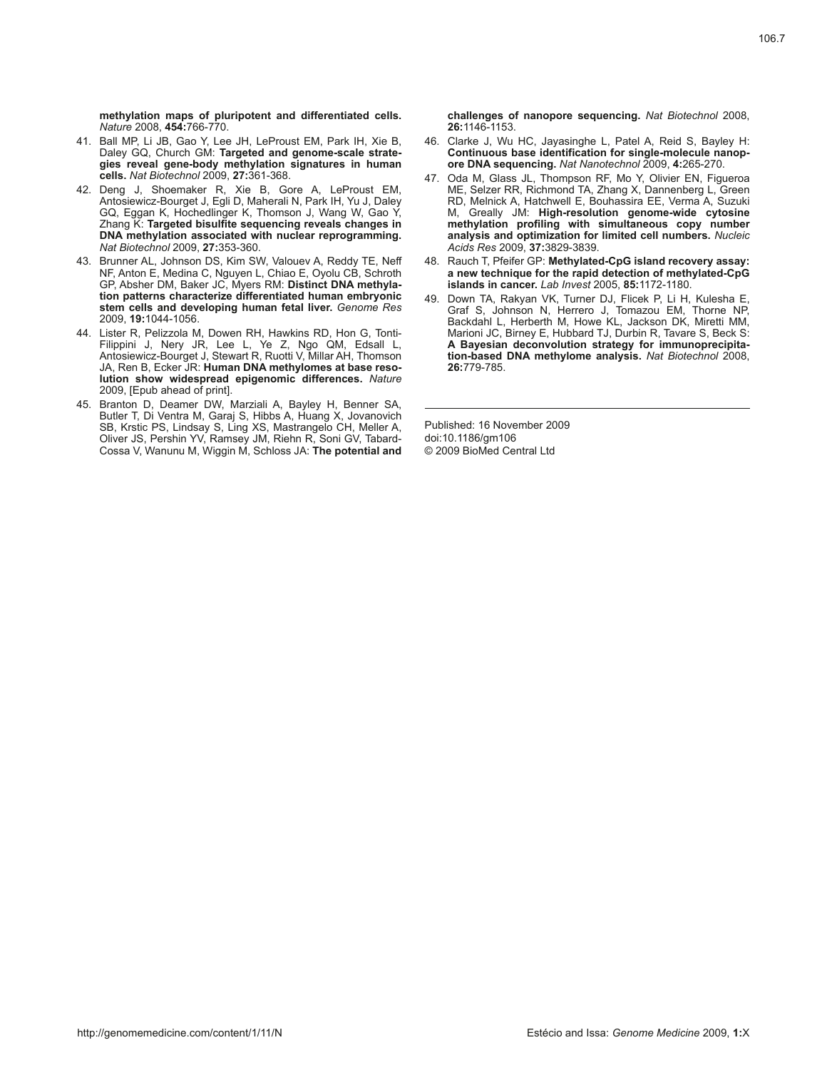**methylation maps of pluripotent and differentiated cells.** *Nature* 2008, **454:**766-770.

41. Ball MP, Li JB, Gao Y, Lee JH, LeProust EM, Park IH, Xie B, Daley GQ, Church GM: **Targeted and genome-scale strategies reveal gene-body methylation signatures in human cells.** *Nat Biotechnol* 2009, **27:**361-368.
42. Deng J, Shoemaker R, Xie B, Gore A, LeProust EM, Antosiewicz-Bourget J, Egli D, Maherali N, Park IH, Yu J, Daley GQ, Eggan K, Hochedlinger K, Thomson J, Wang W, Gao Y, Zhang K: **Targeted bisulfite sequencing reveals changes in DNA methylation associated with nuclear reprogramming.** *Nat Biotechnol* 2009, **27:**353-360.
43. Brunner AL, Johnson DS, Kim SW, Valouev A, Reddy TE, Neff NF, Anton E, Medina C, Nguyen L, Chiao E, Oyolu CB, Schroth GP, Absher DM, Baker JC, Myers RM: **Distinct DNA methylation patterns characterize differentiated human embryonic stem cells and developing human fetal liver.** *Genome Res* 2009, **19:**1044-1056.
44. Lister R, Pelizzola M, Dowen RH, Hawkins RD, Hon G, Tonti-Filippini J, Nery JR, Lee L, Ye Z, Ngo QM, Edsall L, Antosiewicz-Bourget J, Stewart R, Ruotti V, Millar AH, Thomson JA, Ren B, Ecker JR: **Human DNA methylomes at base resolution show widespread epigenomic differences.** *Nature* 2009, [Epub ahead of print].
45. Branton D, Deamer DW, Marziali A, Bayley H, Benner SA, Butler T, Di Ventra M, Garaj S, Hibbs A, Huang X, Jovanovich SB, Krstic PS, Lindsay S, Ling XS, Mastrangelo CH, Meller A, Oliver JS, Pershin YV, Ramsey JM, Riehn R, Soni GV, Tabard-Cossa V, Wanunu M, Wiggin M, Schloss JA: **The potential and challenges of nanopore sequencing.** *Nat Biotechnol* 2008, **26:**1146-1153.
46. Clarke J, Wu HC, Jayasinghe L, Patel A, Reid S, Bayley H: **Continuous base identification for single-molecule nanopore DNA sequencing.** *Nat Nanotechnol* 2009, **4:**265-270.
47. Oda M, Glass JL, Thompson RF, Mo Y, Olivier EN, Figueroa ME, Selzer RR, Richmond TA, Zhang X, Dannenberg L, Green RD, Melnick A, Hatchwell E, Bouhassira EE, Verma A, Suzuki M, Greally JM: **High-resolution genome-wide cytosine methylation profiling with simultaneous copy number analysis and optimization for limited cell numbers.** *Nucleic Acids Res* 2009, **37:**3829-3839.
48. Rauch T, Pfeifer GP: **Methylated-CpG island recovery assay: a new technique for the rapid detection of methylated-CpG islands in cancer.** *Lab Invest* 2005, **85:**1172-1180.
49. Down TA, Rakyan VK, Turner DJ, Flicek P, Li H, Kulesha E, Graf S, Johnson N, Herrero J, Tomazou EM, Thorne NP, Backdahl L, Herberth M, Howe KL, Jackson DK, Miretti MM, Marioni JC, Birney E, Hubbard TJ, Durbin R, Tavare S, Beck S: **A Bayesian deconvolution strategy for immunoprecipitation-based DNA methylome analysis.** *Nat Biotechnol* 2008, **26:**779-785.

---

Published: 16 November 2009
doi:10.1186/gm106
© 2009 BioMed Central Ltd